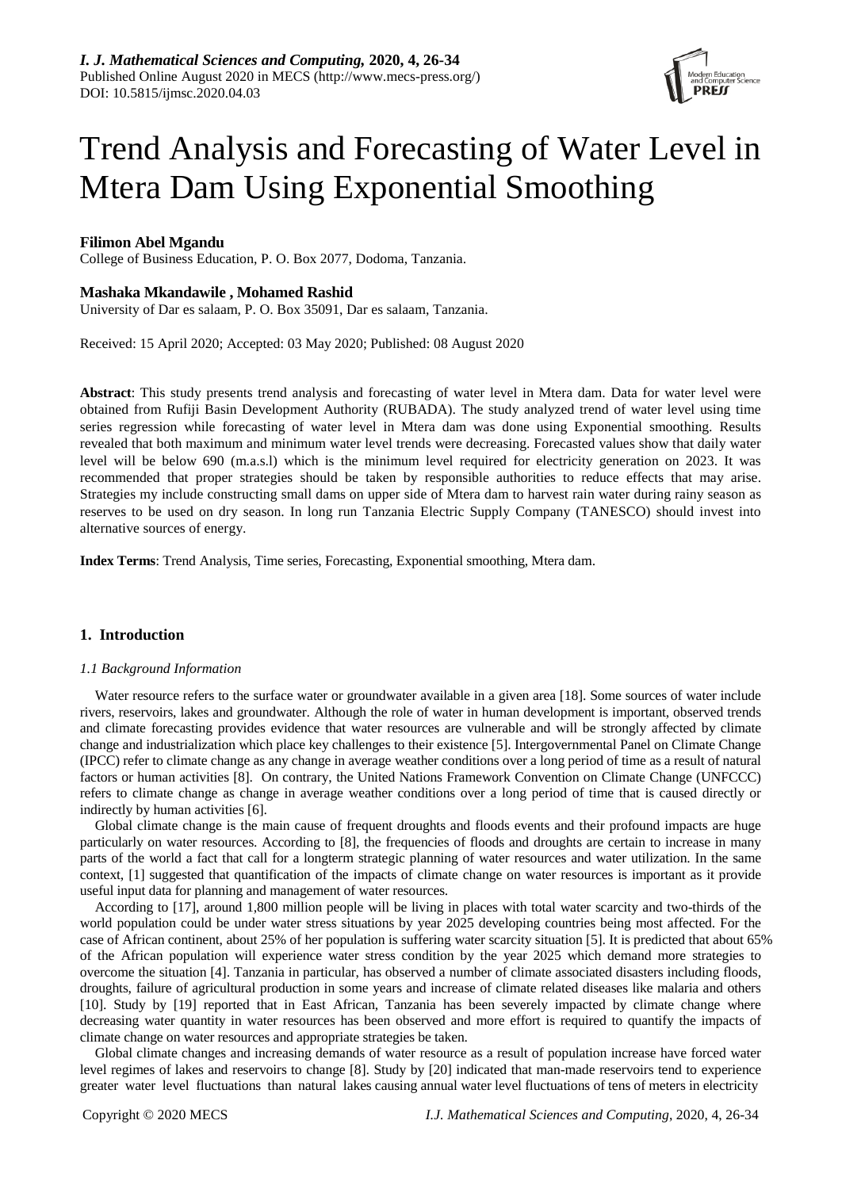# Trend Analysis and Forecasting of Water Level in Mtera Dam Using Exponential Smoothing

**Filimon Abel Mgandu**
College of Business Education, P. O. Box 2077, Dodoma, Tanzania.

**Mashaka Mkandawile , Mohamed Rashid**
University of Dar es salaam, P. O. Box 35091, Dar es salaam, Tanzania.

Received: 15 April 2020; Accepted: 03 May 2020; Published: 08 August 2020

**Abstract**: This study presents trend analysis and forecasting of water level in Mtera dam. Data for water level were obtained from Rufiji Basin Development Authority (RUBADA). The study analyzed trend of water level using time series regression while forecasting of water level in Mtera dam was done using Exponential smoothing. Results revealed that both maximum and minimum water level trends were decreasing. Forecasted values show that daily water level will be below 690 (m.a.s.l) which is the minimum level required for electricity generation on 2023. It was recommended that proper strategies should be taken by responsible authorities to reduce effects that may arise. Strategies my include constructing small dams on upper side of Mtera dam to harvest rain water during rainy season as reserves to be used on dry season. In long run Tanzania Electric Supply Company (TANESCO) should invest into alternative sources of energy.

**Index Terms**: Trend Analysis, Time series, Forecasting, Exponential smoothing, Mtera dam.

## 1. Introduction

### *1.1 Background Information*

Water resource refers to the surface water or groundwater available in a given area [18]. Some sources of water include rivers, reservoirs, lakes and groundwater. Although the role of water in human development is important, observed trends and climate forecasting provides evidence that water resources are vulnerable and will be strongly affected by climate change and industrialization which place key challenges to their existence [5]. Intergovernmental Panel on Climate Change (IPCC) refer to climate change as any change in average weather conditions over a long period of time as a result of natural factors or human activities [8]. On contrary, the United Nations Framework Convention on Climate Change (UNFCCC) refers to climate change as change in average weather conditions over a long period of time that is caused directly or indirectly by human activities [6].

Global climate change is the main cause of frequent droughts and floods events and their profound impacts are huge particularly on water resources. According to [8], the frequencies of floods and droughts are certain to increase in many parts of the world a fact that call for a longterm strategic planning of water resources and water utilization. In the same context, [1] suggested that quantification of the impacts of climate change on water resources is important as it provide useful input data for planning and management of water resources.

According to [17], around 1,800 million people will be living in places with total water scarcity and two-thirds of the world population could be under water stress situations by year 2025 developing countries being most affected. For the case of African continent, about 25% of her population is suffering water scarcity situation [5]. It is predicted that about 65% of the African population will experience water stress condition by the year 2025 which demand more strategies to overcome the situation [4]. Tanzania in particular, has observed a number of climate associated disasters including floods, droughts, failure of agricultural production in some years and increase of climate related diseases like malaria and others [10]. Study by [19] reported that in East African, Tanzania has been severely impacted by climate change where decreasing water quantity in water resources has been observed and more effort is required to quantify the impacts of climate change on water resources and appropriate strategies be taken.

Global climate changes and increasing demands of water resource as a result of population increase have forced water level regimes of lakes and reservoirs to change [8]. Study by [20] indicated that man-made reservoirs tend to experience greater water level fluctuations than natural lakes causing annual water level fluctuations of tens of meters in electricity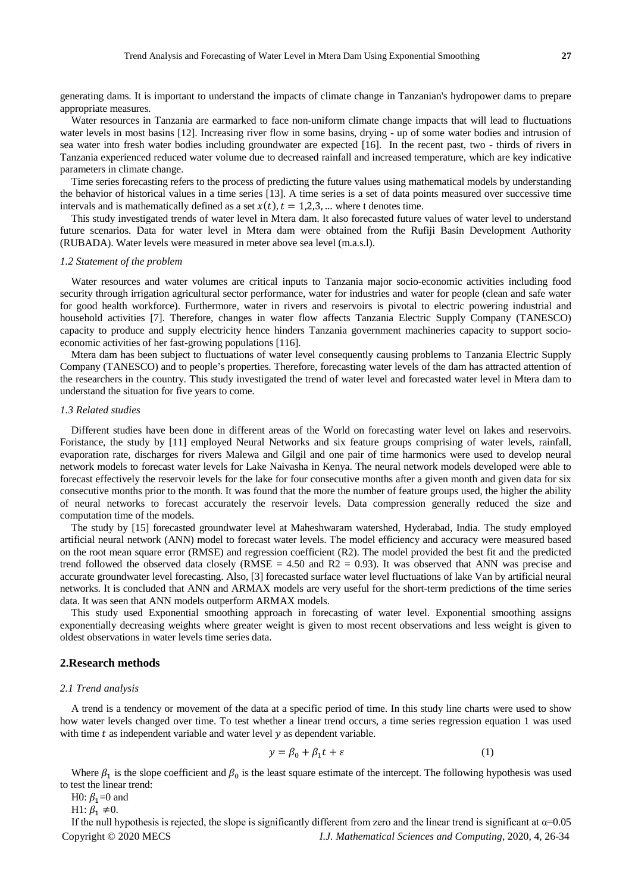generating dams. It is important to understand the impacts of climate change in Tanzanian's hydropower dams to prepare appropriate measures.

Water resources in Tanzania are earmarked to face non-uniform climate change impacts that will lead to fluctuations water levels in most basins [12]. Increasing river flow in some basins, drying - up of some water bodies and intrusion of sea water into fresh water bodies including groundwater are expected [16]. In the recent past, two - thirds of rivers in Tanzania experienced reduced water volume due to decreased rainfall and increased temperature, which are key indicative parameters in climate change.

Time series forecasting refers to the process of predicting the future values using mathematical models by understanding the behavior of historical values in a time series [13]. A time series is a set of data points measured over successive time intervals and is mathematically defined as a set $x(t), t = 1,2,3, \ldots$ where t denotes time.

This study investigated trends of water level in Mtera dam. It also forecasted future values of water level to understand future scenarios. Data for water level in Mtera dam were obtained from the Rufiji Basin Development Authority (RUBADA). Water levels were measured in meter above sea level (m.a.s.l).

### *1.2 Statement of the problem*

Water resources and water volumes are critical inputs to Tanzania major socio-economic activities including food security through irrigation agricultural sector performance, water for industries and water for people (clean and safe water for good health workforce). Furthermore, water in rivers and reservoirs is pivotal to electric powering industrial and household activities [7]. Therefore, changes in water flow affects Tanzania Electric Supply Company (TANESCO) capacity to produce and supply electricity hence hinders Tanzania government machineries capacity to support socio-economic activities of her fast-growing populations [116].

Mtera dam has been subject to fluctuations of water level consequently causing problems to Tanzania Electric Supply Company (TANESCO) and to people's properties. Therefore, forecasting water levels of the dam has attracted attention of the researchers in the country. This study investigated the trend of water level and forecasted water level in Mtera dam to understand the situation for five years to come.

### *1.3 Related studies*

Different studies have been done in different areas of the World on forecasting water level on lakes and reservoirs. Foristance, the study by [11] employed Neural Networks and six feature groups comprising of water levels, rainfall, evaporation rate, discharges for rivers Malewa and Gilgil and one pair of time harmonics were used to develop neural network models to forecast water levels for Lake Naivasha in Kenya. The neural network models developed were able to forecast effectively the reservoir levels for the lake for four consecutive months after a given month and given data for six consecutive months prior to the month. It was found that the more the number of feature groups used, the higher the ability of neural networks to forecast accurately the reservoir levels. Data compression generally reduced the size and computation time of the models.

The study by [15] forecasted groundwater level at Maheshwaram watershed, Hyderabad, India. The study employed artificial neural network (ANN) model to forecast water levels. The model efficiency and accuracy were measured based on the root mean square error (RMSE) and regression coefficient (R2). The model provided the best fit and the predicted trend followed the observed data closely (RMSE = 4.50 and R2 = 0.93). It was observed that ANN was precise and accurate groundwater level forecasting. Also, [3] forecasted surface water level fluctuations of lake Van by artificial neural networks. It is concluded that ANN and ARMAX models are very useful for the short-term predictions of the time series data. It was seen that ANN models outperform ARMAX models.

This study used Exponential smoothing approach in forecasting of water level. Exponential smoothing assigns exponentially decreasing weights where greater weight is given to most recent observations and less weight is given to oldest observations in water levels time series data.

## 2.Research methods

### *2.1 Trend analysis*

A trend is a tendency or movement of the data at a specific period of time. In this study line charts were used to show how water levels changed over time. To test whether a linear trend occurs, a time series regression equation 1 was used with time $t$ as independent variable and water level $y$ as dependent variable.

$$y = \beta_0 + \beta_1 t + \varepsilon \tag{1}$$

Where $\beta_1$ is the slope coefficient and $\beta_0$ is the least square estimate of the intercept. The following hypothesis was used to test the linear trend:

H0: $\beta_1 = 0$ and

H1: $\beta_1 \neq 0$.

If the null hypothesis is rejected, the slope is significantly different from zero and the linear trend is significant at $\alpha = 0.05$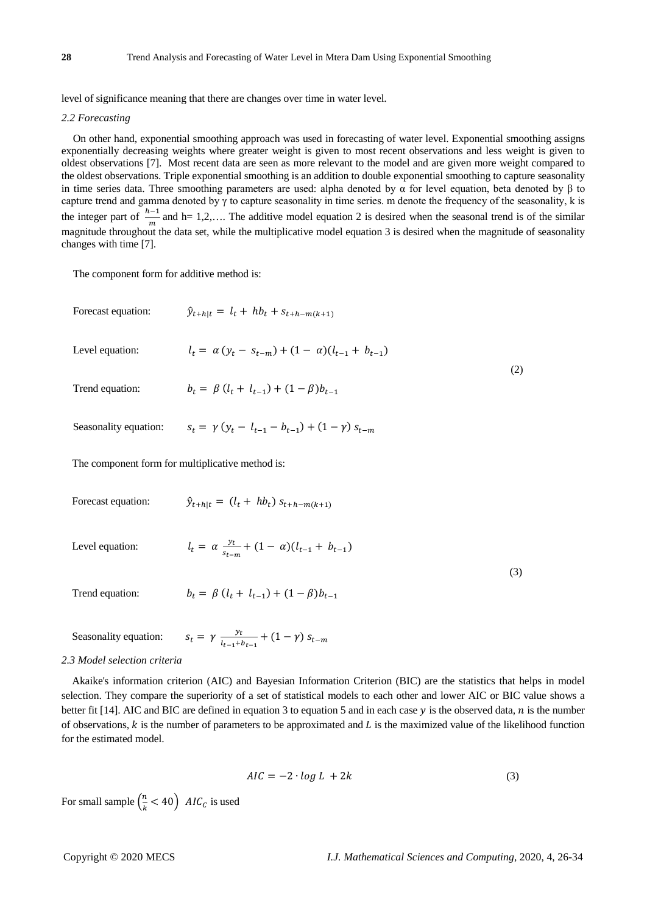level of significance meaning that there are changes over time in water level.

*2.2 Forecasting*

On other hand, exponential smoothing approach was used in forecasting of water level. Exponential smoothing assigns exponentially decreasing weights where greater weight is given to most recent observations and less weight is given to oldest observations [7]. Most recent data are seen as more relevant to the model and are given more weight compared to the oldest observations. Triple exponential smoothing is an addition to double exponential smoothing to capture seasonality in time series data. Three smoothing parameters are used: alpha denoted by α for level equation, beta denoted by β to capture trend and gamma denoted by γ to capture seasonality in time series. m denote the frequency of the seasonality, k is the integer part of $\frac{h-1}{m}$ and h= 1,2,…. The additive model equation 2 is desired when the seasonal trend is of the similar magnitude throughout the data set, while the multiplicative model equation 3 is desired when the magnitude of seasonality changes with time [7].

The component form for additive method is:

$$
\begin{aligned}
&\text{Forecast equation:} && \hat{y}_{t+h|t} = l_t + hb_t + s_{t+h-m(k+1)} \\
&\text{Level equation:} && l_t = \alpha\,(y_t - s_{t-m}) + (1-\alpha)(l_{t-1} + b_{t-1}) \\
&\text{Trend equation:} && b_t = \beta\,(l_t + l_{t-1}) + (1-\beta)b_{t-1} \\
&\text{Seasonality equation:} && s_t = \gamma\,(y_t - l_{t-1} - b_{t-1}) + (1-\gamma)\,s_{t-m}
\end{aligned}
\tag{2}
$$

The component form for multiplicative method is:

$$
\begin{aligned}
&\text{Forecast equation:} && \hat{y}_{t+h|t} = (l_t + hb_t)\,s_{t+h-m(k+1)} \\
&\text{Level equation:} && l_t = \alpha\,\frac{y_t}{s_{t-m}} + (1-\alpha)(l_{t-1} + b_{t-1}) \\
&\text{Trend equation:} && b_t = \beta\,(l_t + l_{t-1}) + (1-\beta)b_{t-1} \\
&\text{Seasonality equation:} && s_t = \gamma\,\frac{y_t}{l_{t-1}+b_{t-1}} + (1-\gamma)\,s_{t-m}
\end{aligned}
\tag{3}
$$

*2.3 Model selection criteria*

Akaike's information criterion (AIC) and Bayesian Information Criterion (BIC) are the statistics that helps in model selection. They compare the superiority of a set of statistical models to each other and lower AIC or BIC value shows a better fit [14]. AIC and BIC are defined in equation 3 to equation 5 and in each case $y$ is the observed data, $n$ is the number of observations, $k$ is the number of parameters to be approximated and $L$ is the maximized value of the likelihood function for the estimated model.

$$AIC = -2 \cdot log\ L + 2k \tag{3}$$

For small sample $\left(\frac{n}{k} < 40\right)$ $AIC_C$ is used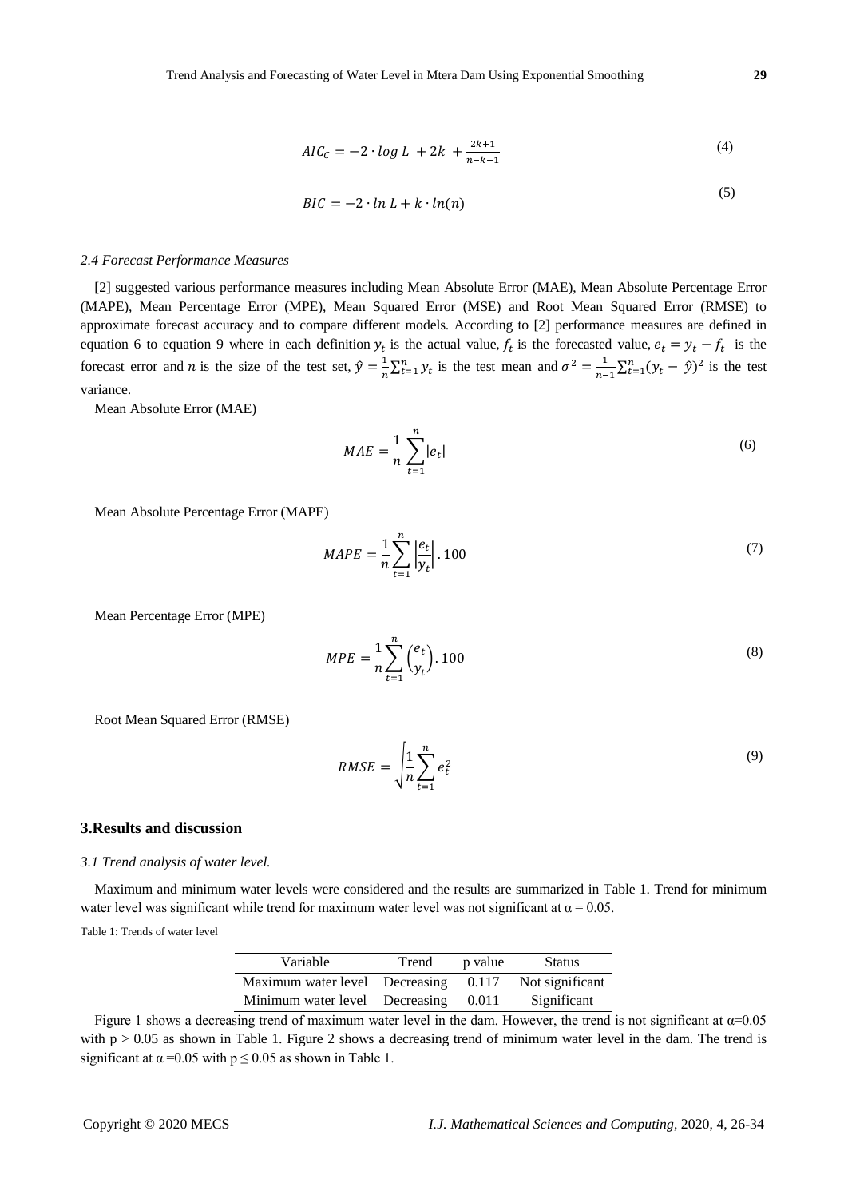$$AIC_C = -2 \cdot \log L + 2k + \frac{2k+1}{n-k-1} \tag{4}$$

$$BIC = -2 \cdot \ln L + k \cdot \ln(n) \tag{5}$$

### *2.4 Forecast Performance Measures*

[2] suggested various performance measures including Mean Absolute Error (MAE), Mean Absolute Percentage Error (MAPE), Mean Percentage Error (MPE), Mean Squared Error (MSE) and Root Mean Squared Error (RMSE) to approximate forecast accuracy and to compare different models. According to [2] performance measures are defined in equation 6 to equation 9 where in each definition $y_t$ is the actual value, $f_t$ is the forecasted value, $e_t = y_t - f_t$ is the forecast error and $n$ is the size of the test set, $\hat{y} = \frac{1}{n}\sum_{t=1}^{n} y_t$ is the test mean and $\sigma^2 = \frac{1}{n-1}\sum_{t=1}^{n}(y_t - \hat{y})^2$ is the test variance.

Mean Absolute Error (MAE)

$$MAE = \frac{1}{n}\sum_{t=1}^{n}|e_t| \tag{6}$$

Mean Absolute Percentage Error (MAPE)

$$MAPE = \frac{1}{n}\sum_{t=1}^{n}\left|\frac{e_t}{y_t}\right|.100 \tag{7}$$

Mean Percentage Error (MPE)

$$MPE = \frac{1}{n}\sum_{t=1}^{n}\left(\frac{e_t}{y_t}\right).100 \tag{8}$$

Root Mean Squared Error (RMSE)

$$RMSE = \sqrt{\frac{1}{n}\sum_{t=1}^{n} e_t^2} \tag{9}$$

## 3.Results and discussion

### *3.1 Trend analysis of water level.*

Maximum and minimum water levels were considered and the results are summarized in Table 1. Trend for minimum water level was significant while trend for maximum water level was not significant at $\alpha = 0.05$.

Table 1: Trends of water level

| Variable | Trend | p value | Status |
|---|---|---|---|
| Maximum water level | Decreasing | 0.117 | Not significant |
| Minimum water level | Decreasing | 0.011 | Significant |

Figure 1 shows a decreasing trend of maximum water level in the dam. However, the trend is not significant at $\alpha$=0.05 with $p > 0.05$ as shown in Table 1. Figure 2 shows a decreasing trend of minimum water level in the dam. The trend is significant at $\alpha$ =0.05 with $p \leq 0.05$ as shown in Table 1.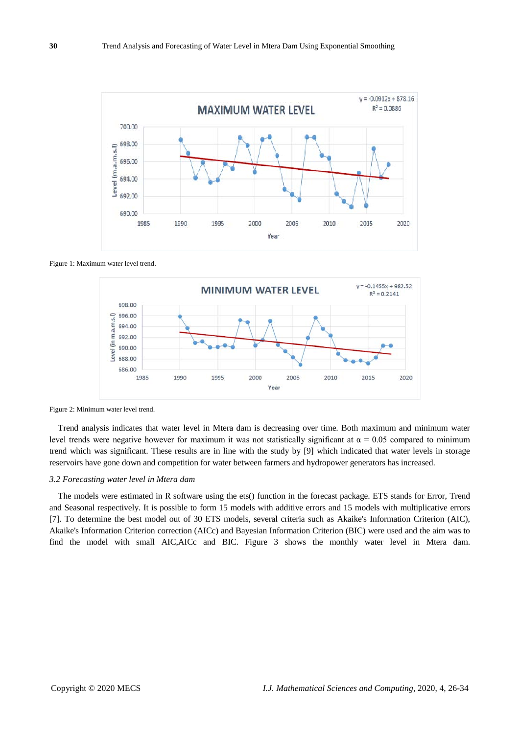Figure 1: Maximum water level trend.

Figure 2: Minimum water level trend.

Trend analysis indicates that water level in Mtera dam is decreasing over time. Both maximum and minimum water level trends were negative however for maximum it was not statistically significant at $\alpha = 0.05$ compared to minimum trend which was significant. These results are in line with the study by [9] which indicated that water levels in storage reservoirs have gone down and competition for water between farmers and hydropower generators has increased.

### *3.2 Forecasting water level in Mtera dam*

The models were estimated in R software using the ets() function in the forecast package. ETS stands for Error, Trend and Seasonal respectively. It is possible to form 15 models with additive errors and 15 models with multiplicative errors [7]. To determine the best model out of 30 ETS models, several criteria such as Akaike's Information Criterion (AIC), Akaike's Information Criterion correction (AICc) and Bayesian Information Criterion (BIC) were used and the aim was to find the model with small AIC,AICc and BIC. Figure 3 shows the monthly water level in Mtera dam.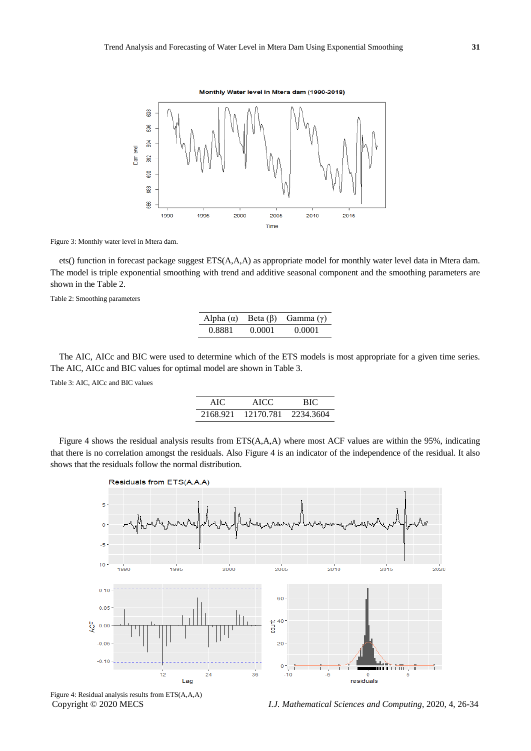Figure 3: Monthly water level in Mtera dam.

ets() function in forecast package suggest ETS(A,A,A) as appropriate model for monthly water level data in Mtera dam. The model is triple exponential smoothing with trend and additive seasonal component and the smoothing parameters are shown in the Table 2.

Table 2: Smoothing parameters

| Alpha (α) | Beta (β) | Gamma (γ) |
|---|---|---|
| 0.8881 | 0.0001 | 0.0001 |

The AIC, AICc and BIC were used to determine which of the ETS models is most appropriate for a given time series. The AIC, AICc and BIC values for optimal model are shown in Table 3.

Table 3: AIC, AICc and BIC values

| AIC | AICC | BIC |
|---|---|---|
| 2168.921 | 12170.781 | 2234.3604 |

Figure 4 shows the residual analysis results from ETS(A,A,A) where most ACF values are within the 95%, indicating that there is no correlation amongst the residuals. Also Figure 4 is an indicator of the independence of the residual. It also shows that the residuals follow the normal distribution.

Figure 4: Residual analysis results from ETS(A,A,A)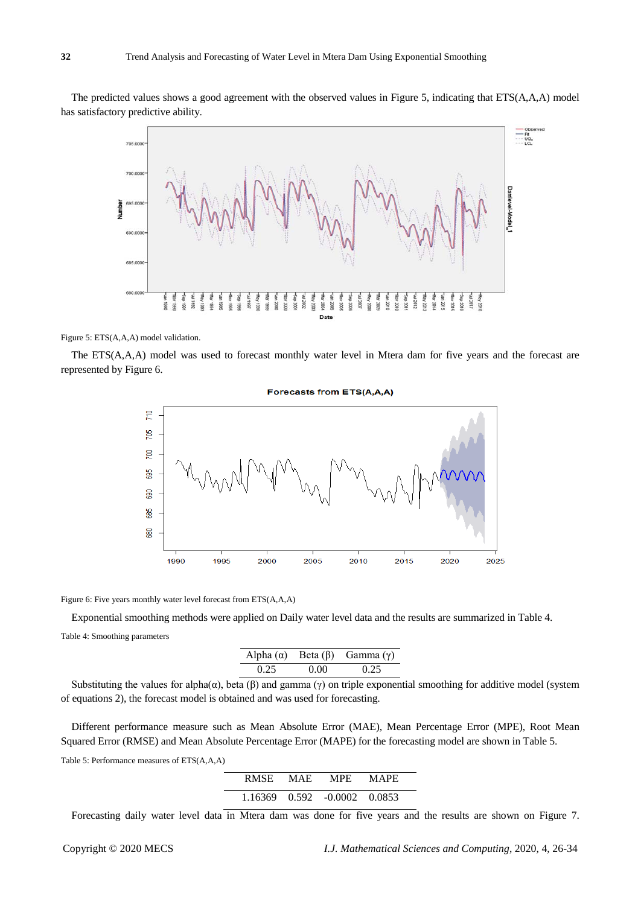The predicted values shows a good agreement with the observed values in Figure 5, indicating that ETS(A,A,A) model has satisfactory predictive ability.

Figure 5: ETS(A,A,A) model validation.

The ETS(A,A,A) model was used to forecast monthly water level in Mtera dam for five years and the forecast are represented by Figure 6.

Figure 6: Five years monthly water level forecast from ETS(A,A,A)

Exponential smoothing methods were applied on Daily water level data and the results are summarized in Table 4.

Table 4: Smoothing parameters

| Alpha (α) | Beta (β) | Gamma (γ) |
| --- | --- | --- |
| 0.25 | 0.00 | 0.25 |

Substituting the values for alpha(α), beta (β) and gamma (γ) on triple exponential smoothing for additive model (system of equations 2), the forecast model is obtained and was used for forecasting.

Different performance measure such as Mean Absolute Error (MAE), Mean Percentage Error (MPE), Root Mean Squared Error (RMSE) and Mean Absolute Percentage Error (MAPE) for the forecasting model are shown in Table 5.

Table 5: Performance measures of ETS(A,A,A)

| RMSE | MAE | MPE | MAPE |
| --- | --- | --- | --- |
| 1.16369 | 0.592 | -0.0002 | 0.0853 |

Forecasting daily water level data in Mtera dam was done for five years and the results are shown on Figure 7.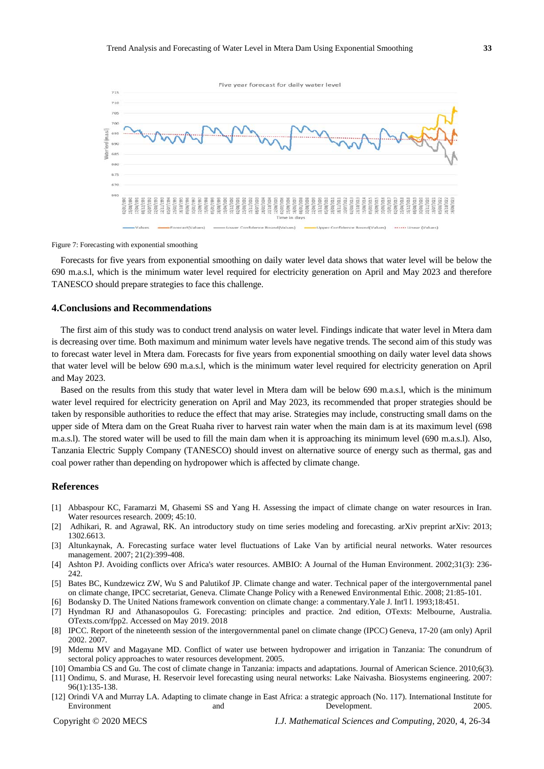Figure 7: Forecasting with exponential smoothing

Forecasts for five years from exponential smoothing on daily water level data shows that water level will be below the 690 m.a.s.l, which is the minimum water level required for electricity generation on April and May 2023 and therefore TANESCO should prepare strategies to face this challenge.

## 4.Conclusions and Recommendations

The first aim of this study was to conduct trend analysis on water level. Findings indicate that water level in Mtera dam is decreasing over time. Both maximum and minimum water levels have negative trends. The second aim of this study was to forecast water level in Mtera dam. Forecasts for five years from exponential smoothing on daily water level data shows that water level will be below 690 m.a.s.l, which is the minimum water level required for electricity generation on April and May 2023.

Based on the results from this study that water level in Mtera dam will be below 690 m.a.s.l, which is the minimum water level required for electricity generation on April and May 2023, its recommended that proper strategies should be taken by responsible authorities to reduce the effect that may arise. Strategies may include, constructing small dams on the upper side of Mtera dam on the Great Ruaha river to harvest rain water when the main dam is at its maximum level (698 m.a.s.l). The stored water will be used to fill the main dam when it is approaching its minimum level (690 m.a.s.l). Also, Tanzania Electric Supply Company (TANESCO) should invest on alternative source of energy such as thermal, gas and coal power rather than depending on hydropower which is affected by climate change.

## References

[1] Abbaspour KC, Faramarzi M, Ghasemi SS and Yang H. Assessing the impact of climate change on water resources in Iran. Water resources research. 2009; 45:10.

[2] Adhikari, R. and Agrawal, RK. An introductory study on time series modeling and forecasting. arXiv preprint arXiv: 2013; 1302.6613.

[3] Altunkaynak, A. Forecasting surface water level fluctuations of Lake Van by artificial neural networks. Water resources management. 2007; 21(2):399-408.

[4] Ashton PJ. Avoiding conflicts over Africa's water resources. AMBIO: A Journal of the Human Environment. 2002;31(3): 236-242.

[5] Bates BC, Kundzewicz ZW, Wu S and Palutikof JP. Climate change and water. Technical paper of the intergovernmental panel on climate change, IPCC secretariat, Geneva. Climate Change Policy with a Renewed Environmental Ethic. 2008; 21:85-101.

[6] Bodansky D. The United Nations framework convention on climate change: a commentary.Yale J. Int'l l. 1993;18:451.

[7] Hyndman RJ and Athanasopoulos G. Forecasting: principles and practice. 2nd edition, OTexts: Melbourne, Australia. OTexts.com/fpp2. Accessed on May 2019. 2018

[8] IPCC. Report of the nineteenth session of the intergovernmental panel on climate change (IPCC) Geneva, 17-20 (am only) April 2002. 2007.

[9] Mdemu MV and Magayane MD. Conflict of water use between hydropower and irrigation in Tanzania: The conundrum of sectoral policy approaches to water resources development. 2005.

[10] Omambia CS and Gu. The cost of climate change in Tanzania: impacts and adaptations. Journal of American Science. 2010;6(3).

[11] Ondimu, S. and Murase, H. Reservoir level forecasting using neural networks: Lake Naivasha. Biosystems engineering. 2007: 96(1):135-138.

[12] Orindi VA and Murray LA. Adapting to climate change in East Africa: a strategic approach (No. 117). International Institute for Environment and Development. 2005.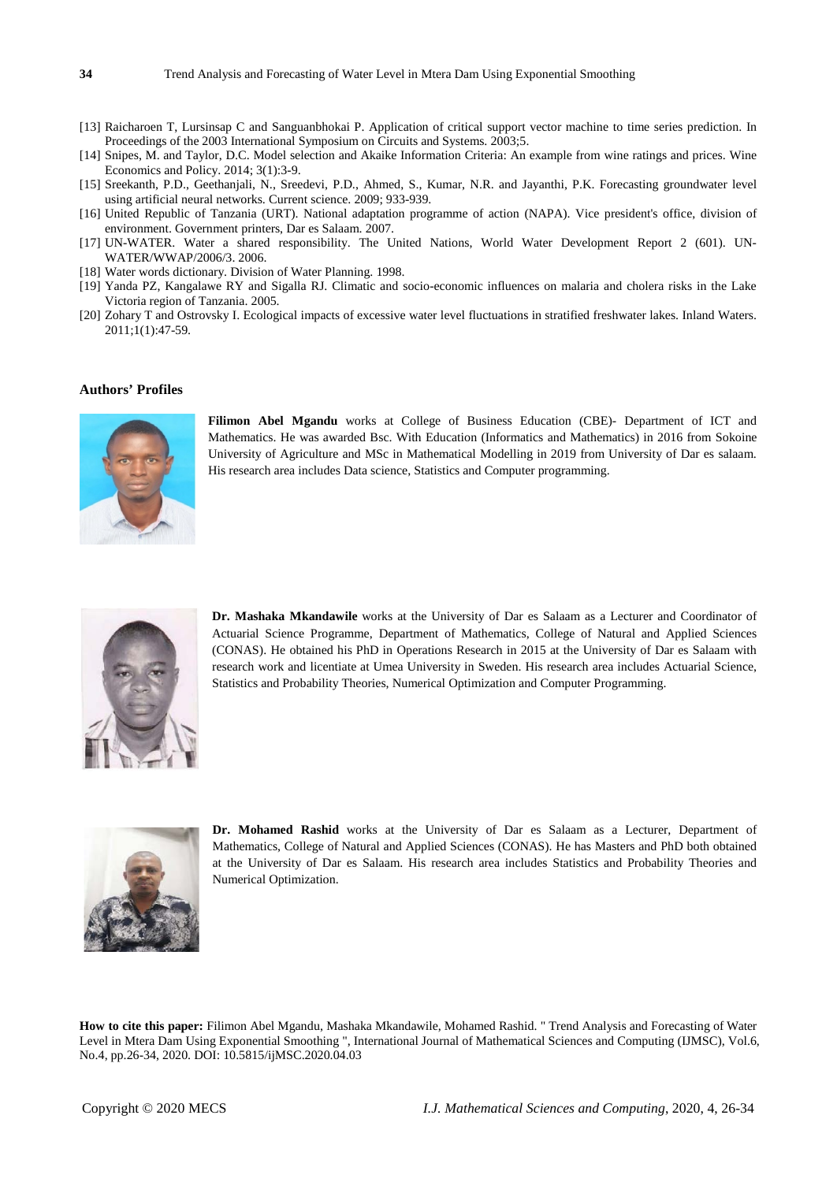[13] Raicharoen T, Lursinsap C and Sanguanbhokai P. Application of critical support vector machine to time series prediction. In Proceedings of the 2003 International Symposium on Circuits and Systems. 2003;5.

[14] Snipes, M. and Taylor, D.C. Model selection and Akaike Information Criteria: An example from wine ratings and prices. Wine Economics and Policy. 2014; 3(1):3-9.

[15] Sreekanth, P.D., Geethanjali, N., Sreedevi, P.D., Ahmed, S., Kumar, N.R. and Jayanthi, P.K. Forecasting groundwater level using artificial neural networks. Current science. 2009; 933-939.

[16] United Republic of Tanzania (URT). National adaptation programme of action (NAPA). Vice president's office, division of environment. Government printers, Dar es Salaam. 2007.

[17] UN-WATER. Water a shared responsibility. The United Nations, World Water Development Report 2 (601). UN-WATER/WWAP/2006/3. 2006.

[18] Water words dictionary. Division of Water Planning. 1998.

[19] Yanda PZ, Kangalawe RY and Sigalla RJ. Climatic and socio-economic influences on malaria and cholera risks in the Lake Victoria region of Tanzania. 2005.

[20] Zohary T and Ostrovsky I. Ecological impacts of excessive water level fluctuations in stratified freshwater lakes. Inland Waters. 2011;1(1):47-59.

## Authors' Profiles

**Filimon Abel Mgandu** works at College of Business Education (CBE)- Department of ICT and Mathematics. He was awarded Bsc. With Education (Informatics and Mathematics) in 2016 from Sokoine University of Agriculture and MSc in Mathematical Modelling in 2019 from University of Dar es salaam. His research area includes Data science, Statistics and Computer programming.

**Dr. Mashaka Mkandawile** works at the University of Dar es Salaam as a Lecturer and Coordinator of Actuarial Science Programme, Department of Mathematics, College of Natural and Applied Sciences (CONAS). He obtained his PhD in Operations Research in 2015 at the University of Dar es Salaam with research work and licentiate at Umea University in Sweden. His research area includes Actuarial Science, Statistics and Probability Theories, Numerical Optimization and Computer Programming.

**Dr. Mohamed Rashid** works at the University of Dar es Salaam as a Lecturer, Department of Mathematics, College of Natural and Applied Sciences (CONAS). He has Masters and PhD both obtained at the University of Dar es Salaam. His research area includes Statistics and Probability Theories and Numerical Optimization.

**How to cite this paper:** Filimon Abel Mgandu, Mashaka Mkandawile, Mohamed Rashid. " Trend Analysis and Forecasting of Water Level in Mtera Dam Using Exponential Smoothing ", International Journal of Mathematical Sciences and Computing (IJMSC), Vol.6, No.4, pp.26-34, 2020. DOI: 10.5815/ijMSC.2020.04.03